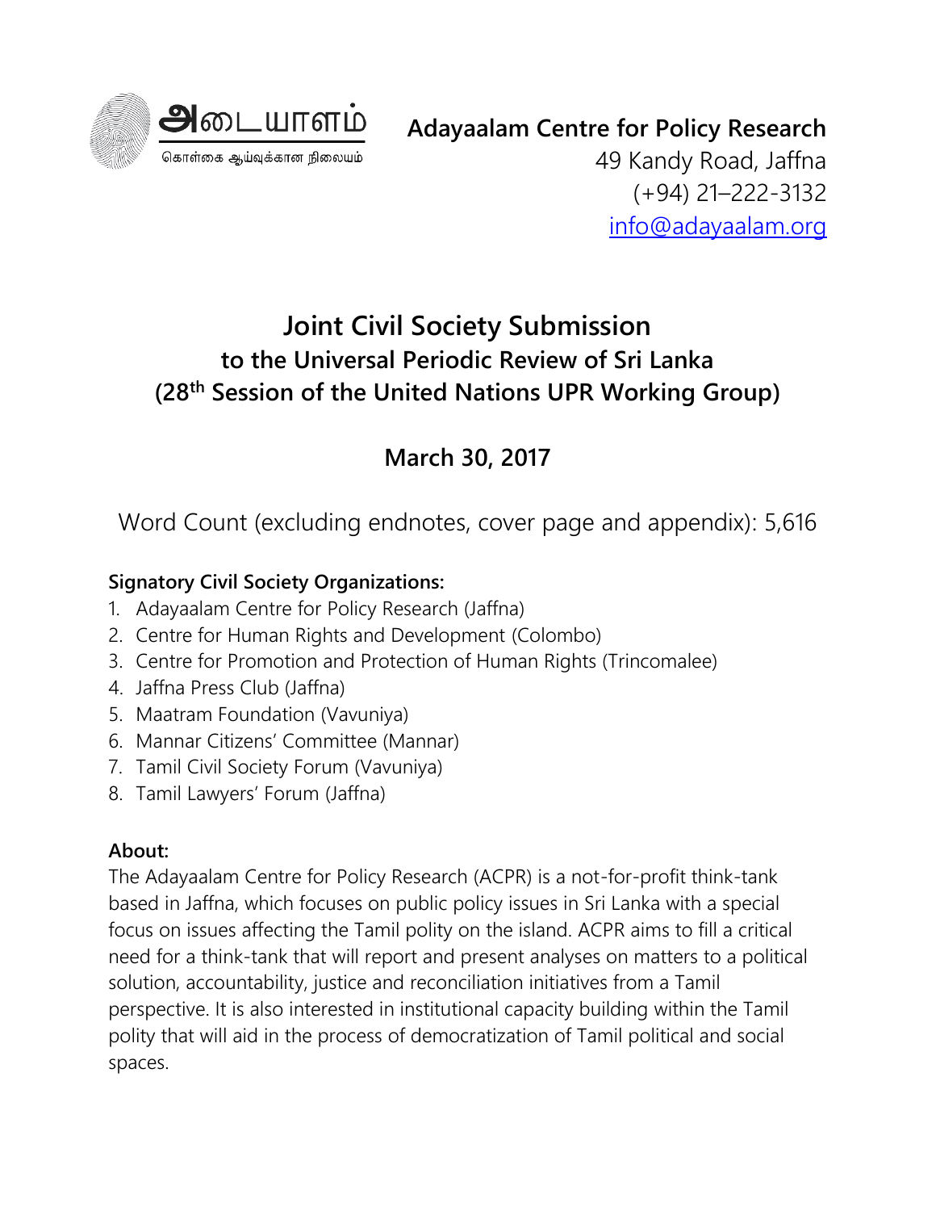அடையாளம்

கொள்கை ஆய்வுக்கான நிலையம்

**Adayaalam Centre for Policy Research**
49 Kandy Road, Jaffna
(+94) 21–222-3132
info@adayaalam.org

# Joint Civil Society Submission
## to the Universal Periodic Review of Sri Lanka
## (28th Session of the United Nations UPR Working Group)

## March 30, 2017

Word Count (excluding endnotes, cover page and appendix): 5,616

**Signatory Civil Society Organizations:**

1. Adayaalam Centre for Policy Research (Jaffna)
2. Centre for Human Rights and Development (Colombo)
3. Centre for Promotion and Protection of Human Rights (Trincomalee)
4. Jaffna Press Club (Jaffna)
5. Maatram Foundation (Vavuniya)
6. Mannar Citizens' Committee (Mannar)
7. Tamil Civil Society Forum (Vavuniya)
8. Tamil Lawyers' Forum (Jaffna)

**About:**

The Adayaalam Centre for Policy Research (ACPR) is a not-for-profit think-tank based in Jaffna, which focuses on public policy issues in Sri Lanka with a special focus on issues affecting the Tamil polity on the island. ACPR aims to fill a critical need for a think-tank that will report and present analyses on matters to a political solution, accountability, justice and reconciliation initiatives from a Tamil perspective. It is also interested in institutional capacity building within the Tamil polity that will aid in the process of democratization of Tamil political and social spaces.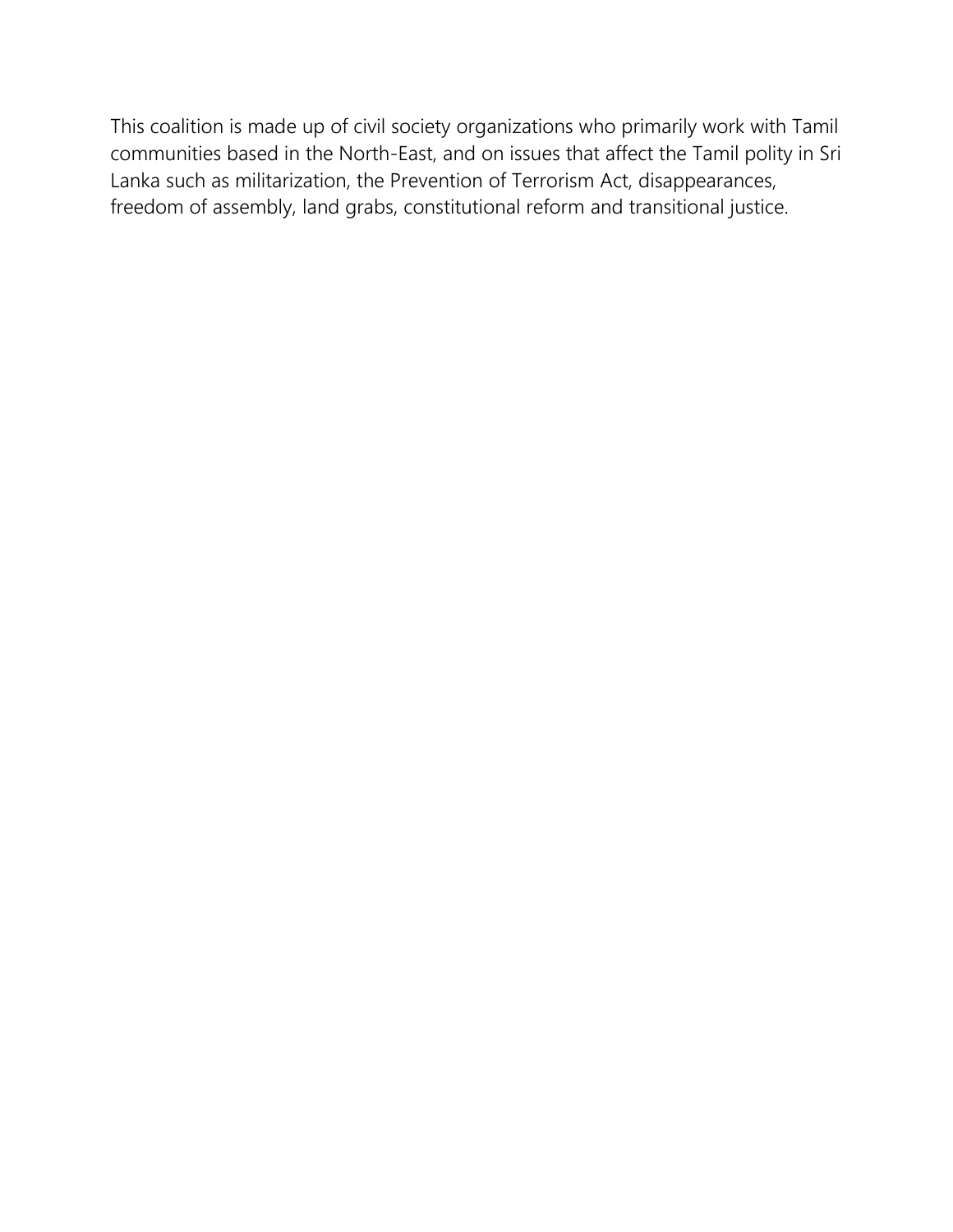This coalition is made up of civil society organizations who primarily work with Tamil communities based in the North-East, and on issues that affect the Tamil polity in Sri Lanka such as militarization, the Prevention of Terrorism Act, disappearances, freedom of assembly, land grabs, constitutional reform and transitional justice.